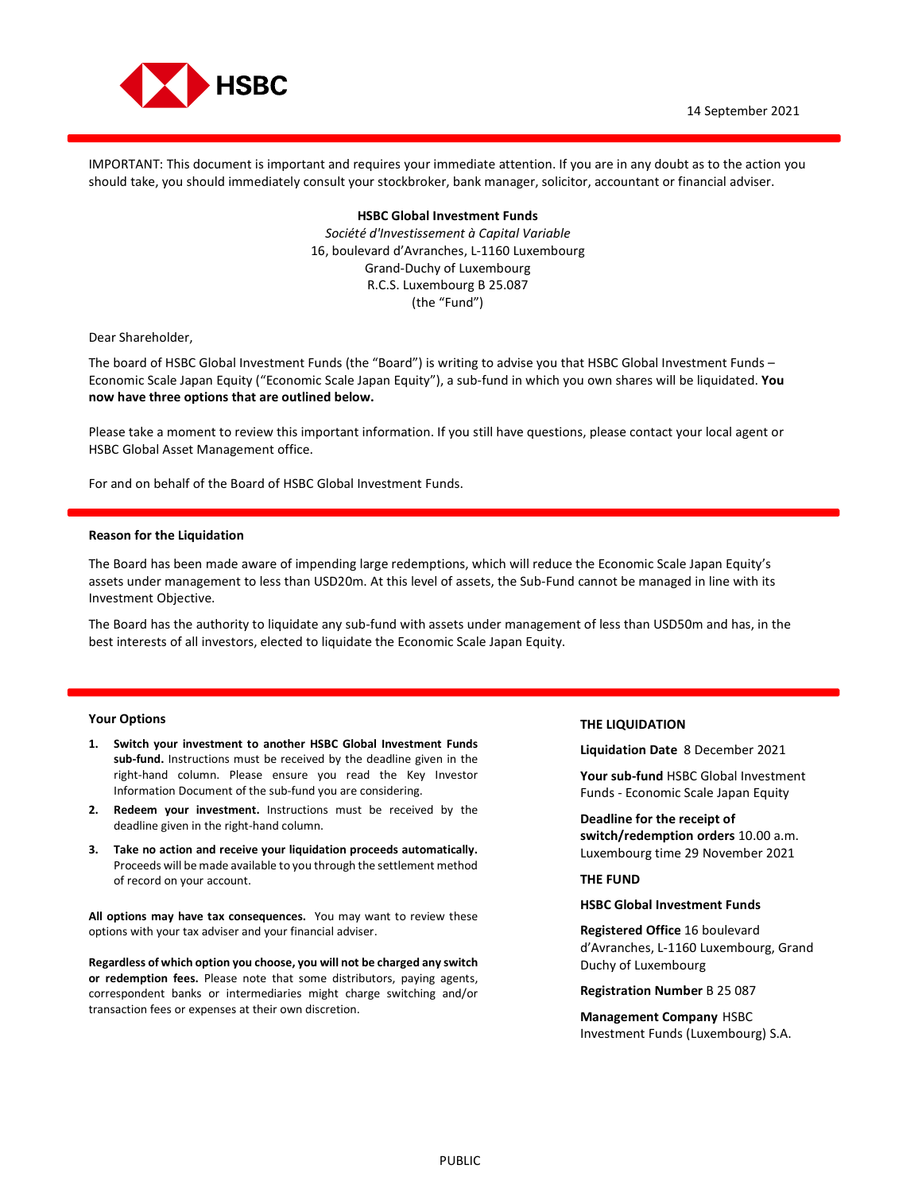14 September 2021

IMPORTANT: This document is important and requires your immediate attention. If you are in any doubt as to the action you should take, you should immediately consult your stockbroker, bank manager, solicitor, accountant or financial adviser.

**HSBC Global Investment Funds**
*Société d'Investissement à Capital Variable*
16, boulevard d'Avranches, L-1160 Luxembourg
Grand-Duchy of Luxembourg
R.C.S. Luxembourg B 25.087
(the "Fund")

Dear Shareholder,

The board of HSBC Global Investment Funds (the "Board") is writing to advise you that HSBC Global Investment Funds – Economic Scale Japan Equity ("Economic Scale Japan Equity"), a sub-fund in which you own shares will be liquidated. **You now have three options that are outlined below.**

Please take a moment to review this important information. If you still have questions, please contact your local agent or HSBC Global Asset Management office.

For and on behalf of the Board of HSBC Global Investment Funds.

### Reason for the Liquidation

The Board has been made aware of impending large redemptions, which will reduce the Economic Scale Japan Equity's assets under management to less than USD20m. At this level of assets, the Sub-Fund cannot be managed in line with its Investment Objective.

The Board has the authority to liquidate any sub-fund with assets under management of less than USD50m and has, in the best interests of all investors, elected to liquidate the Economic Scale Japan Equity.

### Your Options

1. **Switch your investment to another HSBC Global Investment Funds sub-fund.** Instructions must be received by the deadline given in the right-hand column. Please ensure you read the Key Investor Information Document of the sub-fund you are considering.
2. **Redeem your investment.** Instructions must be received by the deadline given in the right-hand column.
3. **Take no action and receive your liquidation proceeds automatically.** Proceeds will be made available to you through the settlement method of record on your account.

**All options may have tax consequences.** You may want to review these options with your tax adviser and your financial adviser.

**Regardless of which option you choose, you will not be charged any switch or redemption fees.** Please note that some distributors, paying agents, correspondent banks or intermediaries might charge switching and/or transaction fees or expenses at their own discretion.

### THE LIQUIDATION

**Liquidation Date** 8 December 2021

**Your sub-fund** HSBC Global Investment Funds - Economic Scale Japan Equity

**Deadline for the receipt of switch/redemption orders** 10.00 a.m. Luxembourg time 29 November 2021

### THE FUND

**HSBC Global Investment Funds**

**Registered Office** 16 boulevard d'Avranches, L-1160 Luxembourg, Grand Duchy of Luxembourg

**Registration Number** B 25 087

**Management Company** HSBC Investment Funds (Luxembourg) S.A.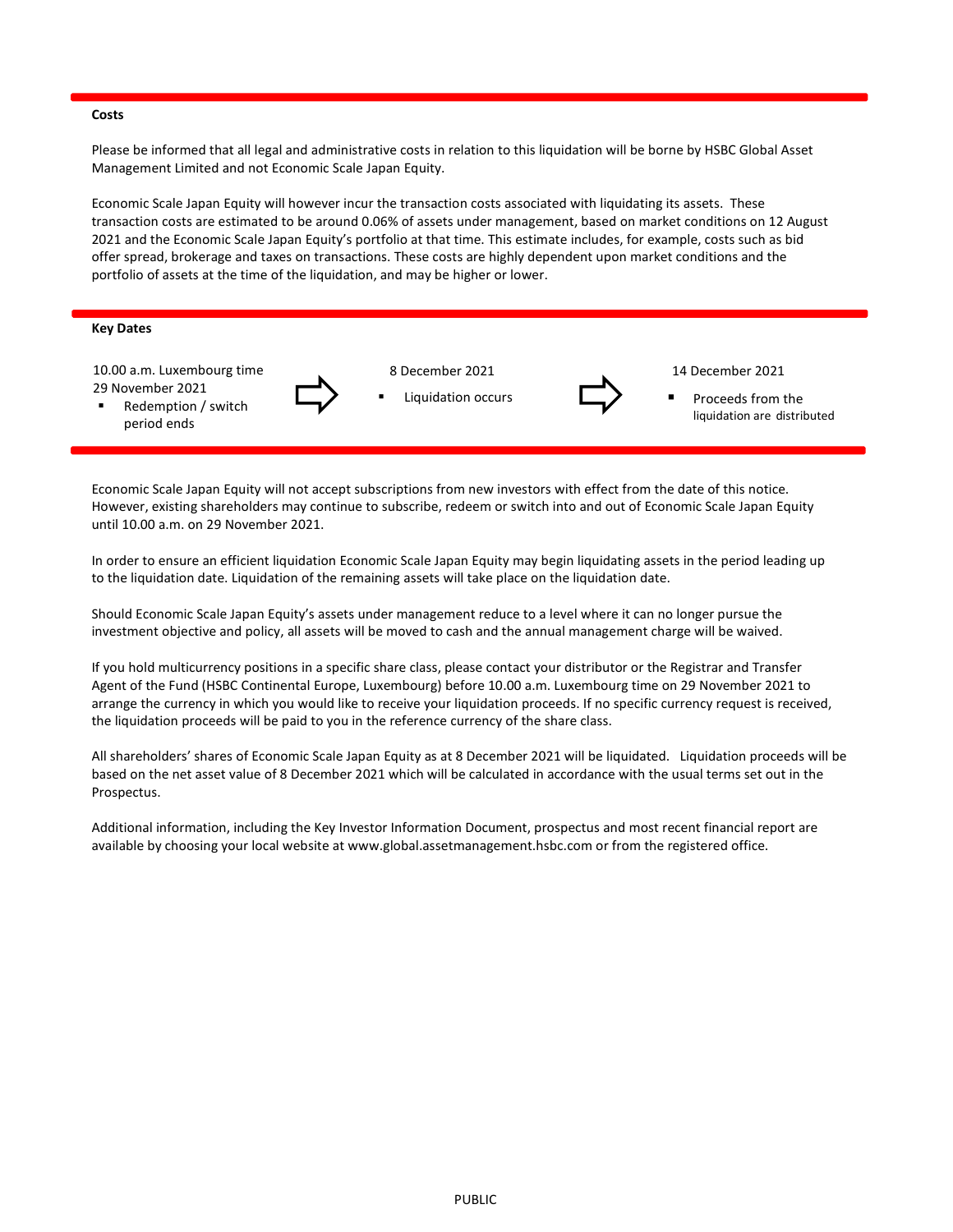## Costs

Please be informed that all legal and administrative costs in relation to this liquidation will be borne by HSBC Global Asset Management Limited and not Economic Scale Japan Equity.

Economic Scale Japan Equity will however incur the transaction costs associated with liquidating its assets. These transaction costs are estimated to be around 0.06% of assets under management, based on market conditions on 12 August 2021 and the Economic Scale Japan Equity's portfolio at that time. This estimate includes, for example, costs such as bid offer spread, brokerage and taxes on transactions. These costs are highly dependent upon market conditions and the portfolio of assets at the time of the liquidation, and may be higher or lower.

## Key Dates

| 10.00 a.m. Luxembourg time 29 November 2021 | ⇨ | 8 December 2021 | ⇨ | 14 December 2021 |
|---|---|---|---|---|
| ▪ Redemption / switch period ends | | ▪ Liquidation occurs | | ▪ Proceeds from the liquidation are distributed |

Economic Scale Japan Equity will not accept subscriptions from new investors with effect from the date of this notice. However, existing shareholders may continue to subscribe, redeem or switch into and out of Economic Scale Japan Equity until 10.00 a.m. on 29 November 2021.

In order to ensure an efficient liquidation Economic Scale Japan Equity may begin liquidating assets in the period leading up to the liquidation date. Liquidation of the remaining assets will take place on the liquidation date.

Should Economic Scale Japan Equity's assets under management reduce to a level where it can no longer pursue the investment objective and policy, all assets will be moved to cash and the annual management charge will be waived.

If you hold multicurrency positions in a specific share class, please contact your distributor or the Registrar and Transfer Agent of the Fund (HSBC Continental Europe, Luxembourg) before 10.00 a.m. Luxembourg time on 29 November 2021 to arrange the currency in which you would like to receive your liquidation proceeds. If no specific currency request is received, the liquidation proceeds will be paid to you in the reference currency of the share class.

All shareholders' shares of Economic Scale Japan Equity as at 8 December 2021 will be liquidated. Liquidation proceeds will be based on the net asset value of 8 December 2021 which will be calculated in accordance with the usual terms set out in the Prospectus.

Additional information, including the Key Investor Information Document, prospectus and most recent financial report are available by choosing your local website at www.global.assetmanagement.hsbc.com or from the registered office.

PUBLIC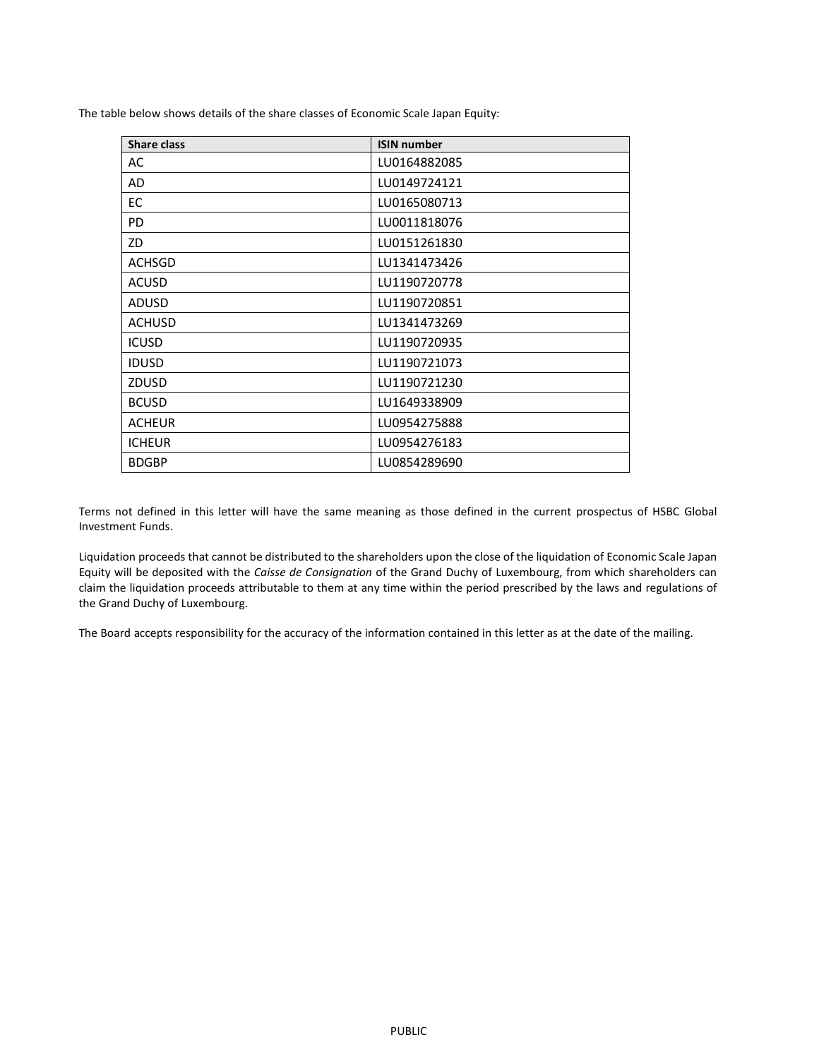The table below shows details of the share classes of Economic Scale Japan Equity:

| Share class | ISIN number |
|---|---|
| AC | LU0164882085 |
| AD | LU0149724121 |
| EC | LU0165080713 |
| PD | LU0011818076 |
| ZD | LU0151261830 |
| ACHSGD | LU1341473426 |
| ACUSD | LU1190720778 |
| ADUSD | LU1190720851 |
| ACHUSD | LU1341473269 |
| ICUSD | LU1190720935 |
| IDUSD | LU1190721073 |
| ZDUSD | LU1190721230 |
| BCUSD | LU1649338909 |
| ACHEUR | LU0954275888 |
| ICHEUR | LU0954276183 |
| BDGBP | LU0854289690 |

Terms not defined in this letter will have the same meaning as those defined in the current prospectus of HSBC Global Investment Funds.

Liquidation proceeds that cannot be distributed to the shareholders upon the close of the liquidation of Economic Scale Japan Equity will be deposited with the *Caisse de Consignation* of the Grand Duchy of Luxembourg, from which shareholders can claim the liquidation proceeds attributable to them at any time within the period prescribed by the laws and regulations of the Grand Duchy of Luxembourg.

The Board accepts responsibility for the accuracy of the information contained in this letter as at the date of the mailing.

PUBLIC